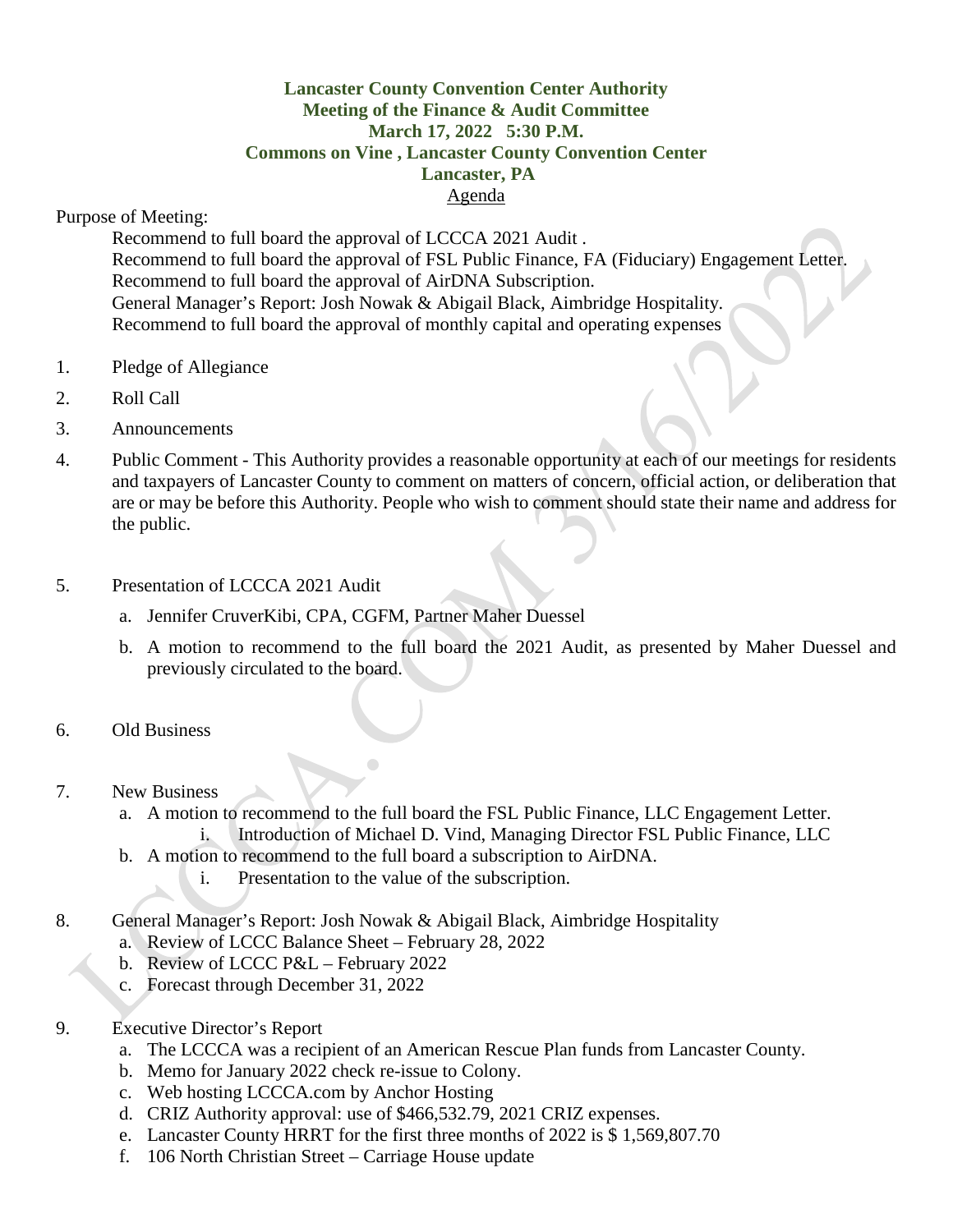**Lancaster County Convention Center Authority**
**Meeting of the Finance & Audit Committee**
**March 17, 2022 5:30 P.M.**
**Commons on Vine , Lancaster County Convention Center**
**Lancaster, PA**
Agenda

Purpose of Meeting:

Recommend to full board the approval of LCCCA 2021 Audit .
Recommend to full board the approval of FSL Public Finance, FA (Fiduciary) Engagement Letter.
Recommend to full board the approval of AirDNA Subscription.
General Manager's Report: Josh Nowak & Abigail Black, Aimbridge Hospitality.
Recommend to full board the approval of monthly capital and operating expenses

1. Pledge of Allegiance
2. Roll Call
3. Announcements
4. Public Comment - This Authority provides a reasonable opportunity at each of our meetings for residents and taxpayers of Lancaster County to comment on matters of concern, official action, or deliberation that are or may be before this Authority. People who wish to comment should state their name and address for the public.
5. Presentation of LCCCA 2021 Audit
   a. Jennifer CruverKibi, CPA, CGFM, Partner Maher Duessel
   b. A motion to recommend to the full board the 2021 Audit, as presented by Maher Duessel and previously circulated to the board.
6. Old Business
7. New Business
   a. A motion to recommend to the full board the FSL Public Finance, LLC Engagement Letter.
      i. Introduction of Michael D. Vind, Managing Director FSL Public Finance, LLC
   b. A motion to recommend to the full board a subscription to AirDNA.
      i. Presentation to the value of the subscription.
8. General Manager's Report: Josh Nowak & Abigail Black, Aimbridge Hospitality
   a. Review of LCCC Balance Sheet – February 28, 2022
   b. Review of LCCC P&L – February 2022
   c. Forecast through December 31, 2022
9. Executive Director's Report
   a. The LCCCA was a recipient of an American Rescue Plan funds from Lancaster County.
   b. Memo for January 2022 check re-issue to Colony.
   c. Web hosting LCCCA.com by Anchor Hosting
   d. CRIZ Authority approval: use of $466,532.79, 2021 CRIZ expenses.
   e. Lancaster County HRRT for the first three months of 2022 is $ 1,569,807.70
   f. 106 North Christian Street – Carriage House update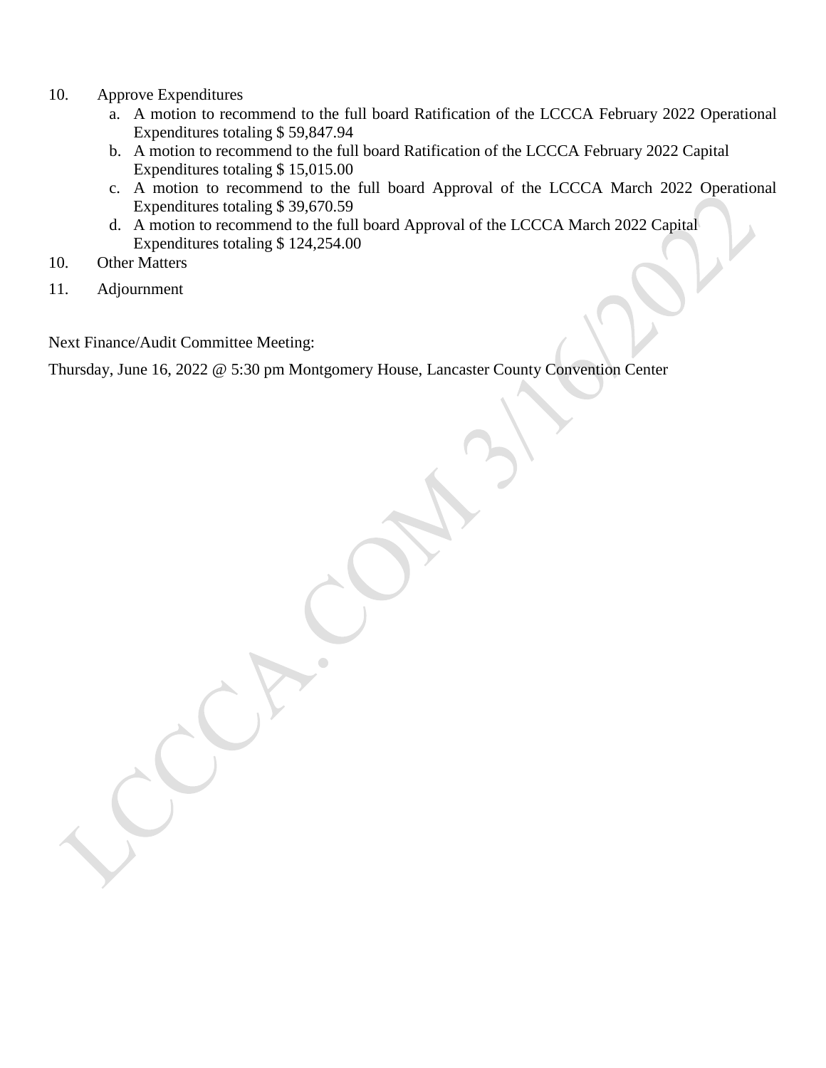10. Approve Expenditures
    a. A motion to recommend to the full board Ratification of the LCCCA February 2022 Operational Expenditures totaling $ 59,847.94
    b. A motion to recommend to the full board Ratification of the LCCCA February 2022 Capital Expenditures totaling $ 15,015.00
    c. A motion to recommend to the full board Approval of the LCCCA March 2022 Operational Expenditures totaling $ 39,670.59
    d. A motion to recommend to the full board Approval of the LCCCA March 2022 Capital Expenditures totaling $ 124,254.00

10. Other Matters

11. Adjournment

Next Finance/Audit Committee Meeting:

Thursday, June 16, 2022 @ 5:30 pm Montgomery House, Lancaster County Convention Center